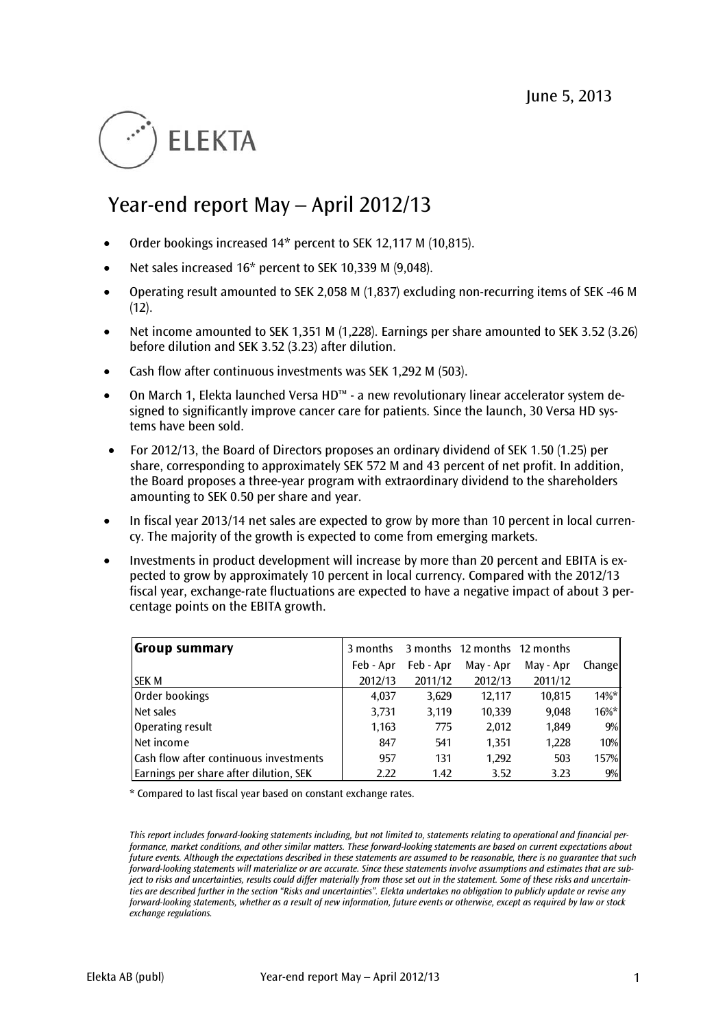June 5, 2013

ELEKTA

# Year-end report May – April 2012/13

- Order bookings increased 14* percent to SEK 12,117 M (10,815).
- Net sales increased 16* percent to SEK 10,339 M (9,048).
- Operating result amounted to SEK 2,058 M (1,837) excluding non-recurring items of SEK -46 M (12).
- Net income amounted to SEK 1,351 M (1,228). Earnings per share amounted to SEK 3.52 (3.26) before dilution and SEK 3.52 (3.23) after dilution.
- Cash flow after continuous investments was SEK 1,292 M (503).
- On March 1, Elekta launched Versa HD™ - a new revolutionary linear accelerator system designed to significantly improve cancer care for patients. Since the launch, 30 Versa HD systems have been sold.
- For 2012/13, the Board of Directors proposes an ordinary dividend of SEK 1.50 (1.25) per share, corresponding to approximately SEK 572 M and 43 percent of net profit. In addition, the Board proposes a three-year program with extraordinary dividend to the shareholders amounting to SEK 0.50 per share and year.
- In fiscal year 2013/14 net sales are expected to grow by more than 10 percent in local currency. The majority of the growth is expected to come from emerging markets.
- Investments in product development will increase by more than 20 percent and EBITA is expected to grow by approximately 10 percent in local currency. Compared with the 2012/13 fiscal year, exchange-rate fluctuations are expected to have a negative impact of about 3 percentage points on the EBITA growth.

| **Group summary** | 3 months | 3 months | 12 months | 12 months | |
|---|---|---|---|---|---|
| | Feb - Apr | Feb - Apr | May - Apr | May - Apr | Change |
| SEK M | 2012/13 | 2011/12 | 2012/13 | 2011/12 | |
| Order bookings | 4,037 | 3,629 | 12,117 | 10,815 | 14%* |
| Net sales | 3,731 | 3,119 | 10,339 | 9,048 | 16%* |
| Operating result | 1,163 | 775 | 2,012 | 1,849 | 9% |
| Net income | 847 | 541 | 1,351 | 1,228 | 10% |
| Cash flow after continuous investments | 957 | 131 | 1,292 | 503 | 157% |
| Earnings per share after dilution, SEK | 2.22 | 1.42 | 3.52 | 3.23 | 9% |

* Compared to last fiscal year based on constant exchange rates.

*This report includes forward-looking statements including, but not limited to, statements relating to operational and financial performance, market conditions, and other similar matters. These forward-looking statements are based on current expectations about future events. Although the expectations described in these statements are assumed to be reasonable, there is no guarantee that such forward-looking statements will materialize or are accurate. Since these statements involve assumptions and estimates that are subject to risks and uncertainties, results could differ materially from those set out in the statement. Some of these risks and uncertainties are described further in the section "Risks and uncertainties". Elekta undertakes no obligation to publicly update or revise any forward-looking statements, whether as a result of new information, future events or otherwise, except as required by law or stock exchange regulations.*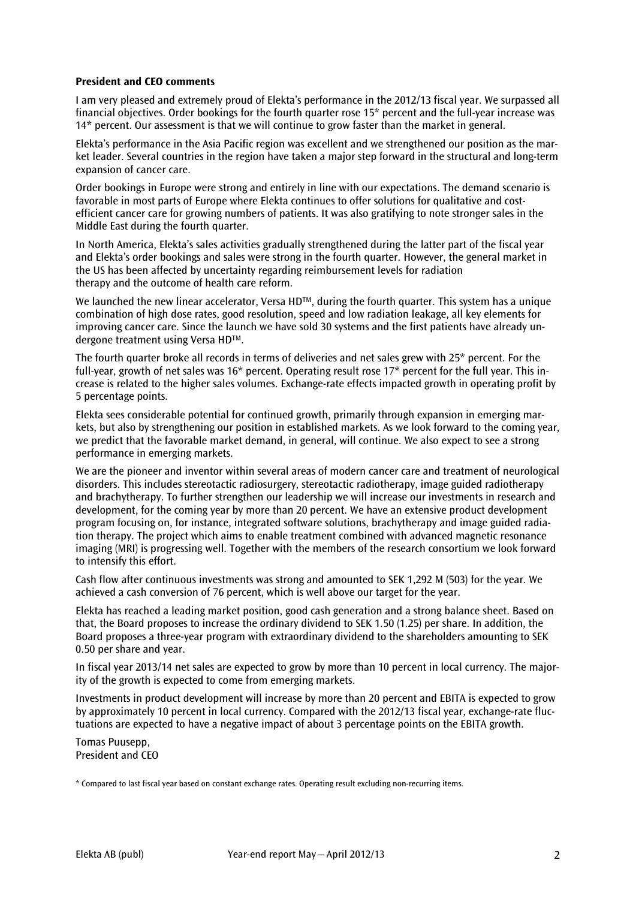**President and CEO comments**

I am very pleased and extremely proud of Elekta's performance in the 2012/13 fiscal year. We surpassed all financial objectives. Order bookings for the fourth quarter rose 15* percent and the full-year increase was 14* percent. Our assessment is that we will continue to grow faster than the market in general.

Elekta's performance in the Asia Pacific region was excellent and we strengthened our position as the market leader. Several countries in the region have taken a major step forward in the structural and long-term expansion of cancer care.

Order bookings in Europe were strong and entirely in line with our expectations. The demand scenario is favorable in most parts of Europe where Elekta continues to offer solutions for qualitative and cost-efficient cancer care for growing numbers of patients. It was also gratifying to note stronger sales in the Middle East during the fourth quarter.

In North America, Elekta's sales activities gradually strengthened during the latter part of the fiscal year and Elekta's order bookings and sales were strong in the fourth quarter. However, the general market in the US has been affected by uncertainty regarding reimbursement levels for radiation therapy and the outcome of health care reform.

We launched the new linear accelerator, Versa HD™, during the fourth quarter. This system has a unique combination of high dose rates, good resolution, speed and low radiation leakage, all key elements for improving cancer care. Since the launch we have sold 30 systems and the first patients have already undergone treatment using Versa HD™.

The fourth quarter broke all records in terms of deliveries and net sales grew with 25* percent. For the full-year, growth of net sales was 16* percent. Operating result rose 17* percent for the full year. This increase is related to the higher sales volumes. Exchange-rate effects impacted growth in operating profit by 5 percentage points.

Elekta sees considerable potential for continued growth, primarily through expansion in emerging markets, but also by strengthening our position in established markets. As we look forward to the coming year, we predict that the favorable market demand, in general, will continue. We also expect to see a strong performance in emerging markets.

We are the pioneer and inventor within several areas of modern cancer care and treatment of neurological disorders. This includes stereotactic radiosurgery, stereotactic radiotherapy, image guided radiotherapy and brachytherapy. To further strengthen our leadership we will increase our investments in research and development, for the coming year by more than 20 percent. We have an extensive product development program focusing on, for instance, integrated software solutions, brachytherapy and image guided radiation therapy. The project which aims to enable treatment combined with advanced magnetic resonance imaging (MRI) is progressing well. Together with the members of the research consortium we look forward to intensify this effort.

Cash flow after continuous investments was strong and amounted to SEK 1,292 M (503) for the year. We achieved a cash conversion of 76 percent, which is well above our target for the year.

Elekta has reached a leading market position, good cash generation and a strong balance sheet. Based on that, the Board proposes to increase the ordinary dividend to SEK 1.50 (1.25) per share. In addition, the Board proposes a three-year program with extraordinary dividend to the shareholders amounting to SEK 0.50 per share and year.

In fiscal year 2013/14 net sales are expected to grow by more than 10 percent in local currency. The majority of the growth is expected to come from emerging markets.

Investments in product development will increase by more than 20 percent and EBITA is expected to grow by approximately 10 percent in local currency. Compared with the 2012/13 fiscal year, exchange-rate fluctuations are expected to have a negative impact of about 3 percentage points on the EBITA growth.

Tomas Puusepp,
President and CEO

\* Compared to last fiscal year based on constant exchange rates. Operating result excluding non-recurring items.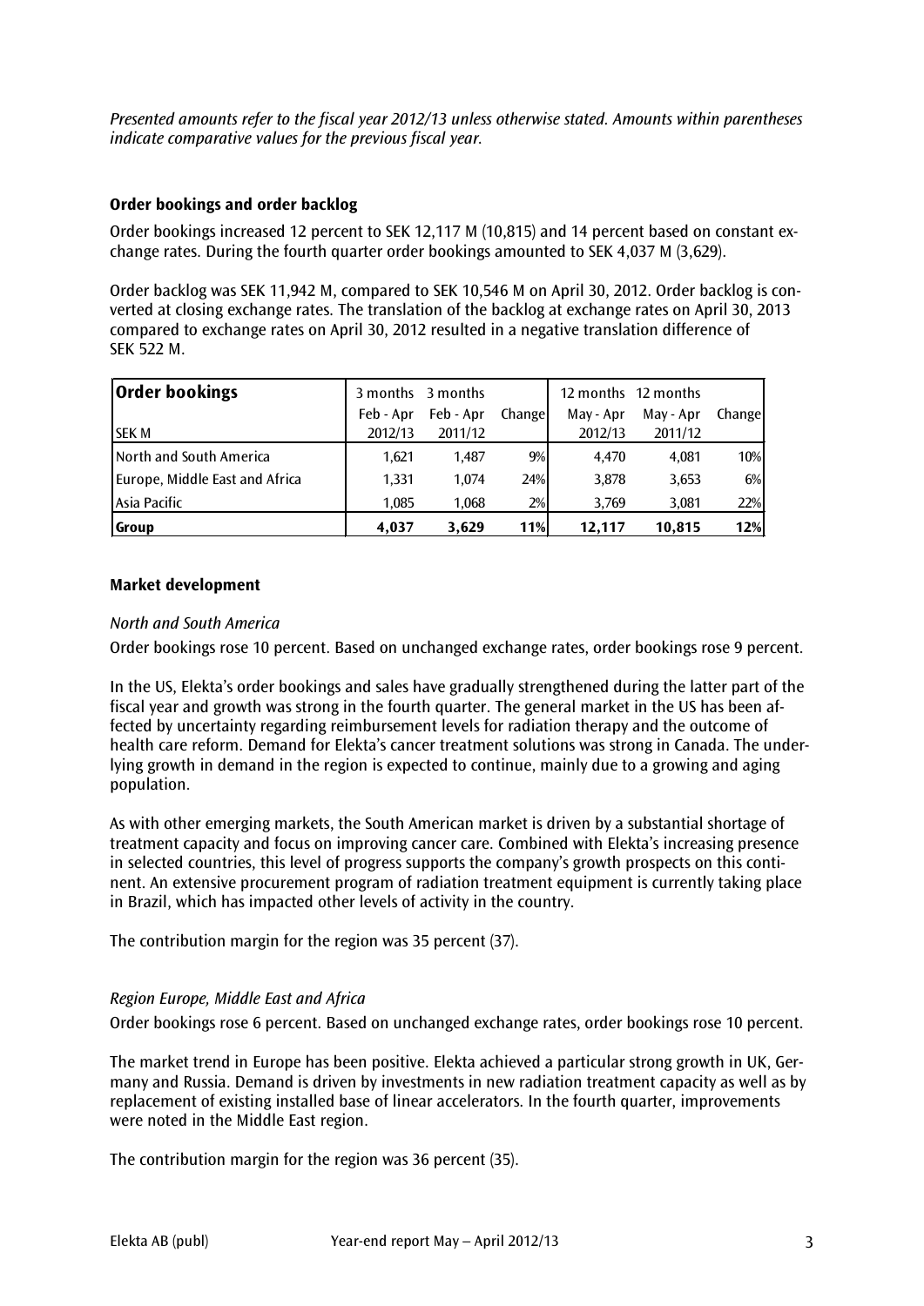*Presented amounts refer to the fiscal year 2012/13 unless otherwise stated. Amounts within parentheses indicate comparative values for the previous fiscal year.*

**Order bookings and order backlog**

Order bookings increased 12 percent to SEK 12,117 M (10,815) and 14 percent based on constant exchange rates. During the fourth quarter order bookings amounted to SEK 4,037 M (3,629).

Order backlog was SEK 11,942 M, compared to SEK 10,546 M on April 30, 2012. Order backlog is converted at closing exchange rates. The translation of the backlog at exchange rates on April 30, 2013 compared to exchange rates on April 30, 2012 resulted in a negative translation difference of SEK 522 M.

| **Order bookings**<br>SEK M | 3 months<br>Feb - Apr<br>2012/13 | 3 months<br>Feb - Apr<br>2011/12 | Change | 12 months<br>May - Apr<br>2012/13 | 12 months<br>May - Apr<br>2011/12 | Change |
|---|---|---|---|---|---|---|
| North and South America | 1,621 | 1,487 | 9% | 4,470 | 4,081 | 10% |
| Europe, Middle East and Africa | 1,331 | 1,074 | 24% | 3,878 | 3,653 | 6% |
| Asia Pacific | 1,085 | 1,068 | 2% | 3,769 | 3,081 | 22% |
| **Group** | **4,037** | **3,629** | **11%** | **12,117** | **10,815** | **12%** |

**Market development**

*North and South America*

Order bookings rose 10 percent. Based on unchanged exchange rates, order bookings rose 9 percent.

In the US, Elekta's order bookings and sales have gradually strengthened during the latter part of the fiscal year and growth was strong in the fourth quarter. The general market in the US has been affected by uncertainty regarding reimbursement levels for radiation therapy and the outcome of health care reform. Demand for Elekta's cancer treatment solutions was strong in Canada. The underlying growth in demand in the region is expected to continue, mainly due to a growing and aging population.

As with other emerging markets, the South American market is driven by a substantial shortage of treatment capacity and focus on improving cancer care. Combined with Elekta's increasing presence in selected countries, this level of progress supports the company's growth prospects on this continent. An extensive procurement program of radiation treatment equipment is currently taking place in Brazil, which has impacted other levels of activity in the country.

The contribution margin for the region was 35 percent (37).

*Region Europe, Middle East and Africa*

Order bookings rose 6 percent. Based on unchanged exchange rates, order bookings rose 10 percent.

The market trend in Europe has been positive. Elekta achieved a particular strong growth in UK, Germany and Russia. Demand is driven by investments in new radiation treatment capacity as well as by replacement of existing installed base of linear accelerators. In the fourth quarter, improvements were noted in the Middle East region.

The contribution margin for the region was 36 percent (35).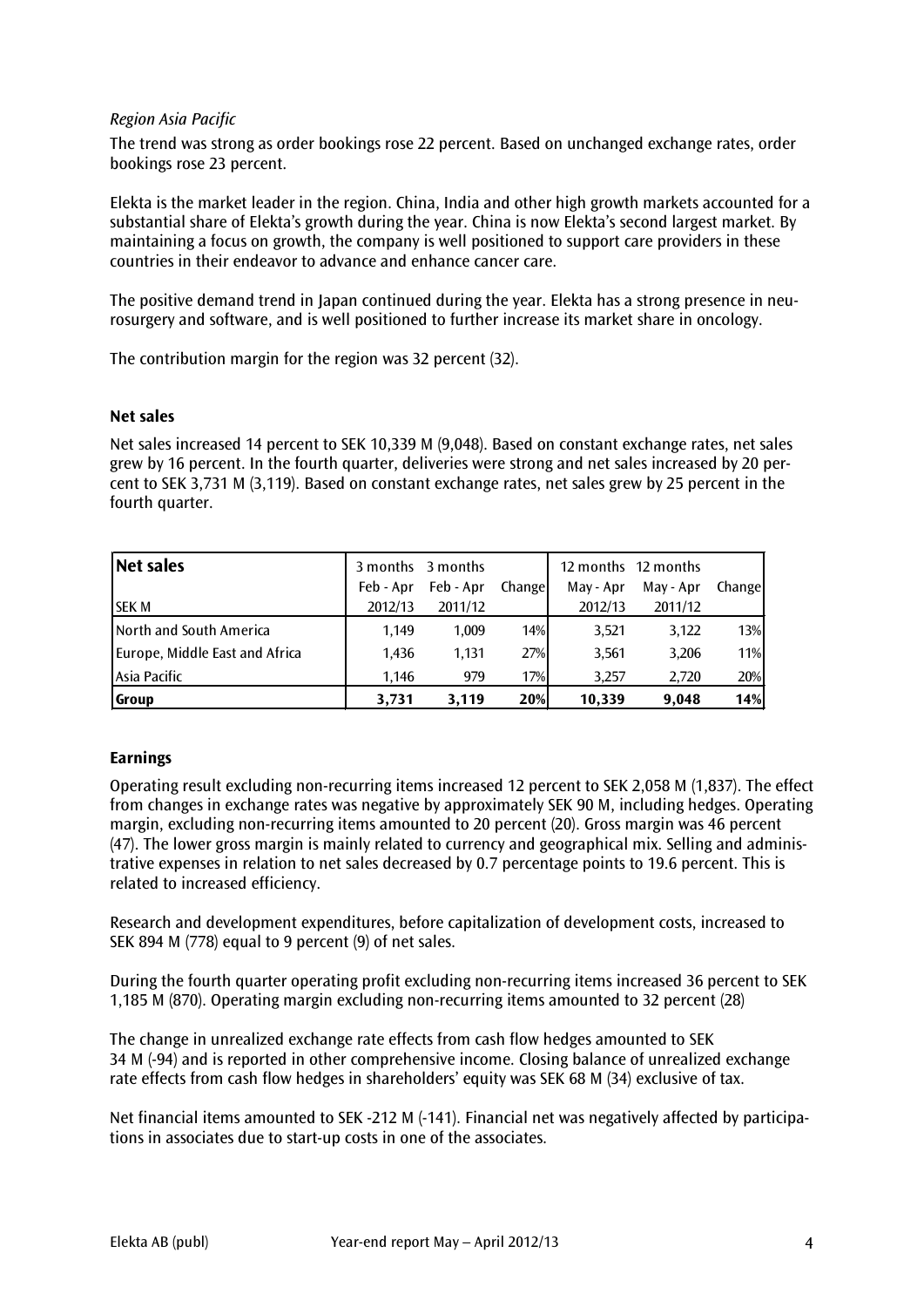*Region Asia Pacific*

The trend was strong as order bookings rose 22 percent. Based on unchanged exchange rates, order bookings rose 23 percent.

Elekta is the market leader in the region. China, India and other high growth markets accounted for a substantial share of Elekta's growth during the year. China is now Elekta's second largest market. By maintaining a focus on growth, the company is well positioned to support care providers in these countries in their endeavor to advance and enhance cancer care.

The positive demand trend in Japan continued during the year. Elekta has a strong presence in neurosurgery and software, and is well positioned to further increase its market share in oncology.

The contribution margin for the region was 32 percent (32).

**Net sales**

Net sales increased 14 percent to SEK 10,339 M (9,048). Based on constant exchange rates, net sales grew by 16 percent. In the fourth quarter, deliveries were strong and net sales increased by 20 percent to SEK 3,731 M (3,119). Based on constant exchange rates, net sales grew by 25 percent in the fourth quarter.

| **Net sales** | 3 months | 3 months | | 12 months | 12 months | |
|---|---|---|---|---|---|---|
| | Feb - Apr | Feb - Apr | Change | May - Apr | May - Apr | Change |
| SEK M | 2012/13 | 2011/12 | | 2012/13 | 2011/12 | |
| North and South America | 1,149 | 1,009 | 14% | 3,521 | 3,122 | 13% |
| Europe, Middle East and Africa | 1,436 | 1,131 | 27% | 3,561 | 3,206 | 11% |
| Asia Pacific | 1,146 | 979 | 17% | 3,257 | 2,720 | 20% |
| **Group** | **3,731** | **3,119** | **20%** | **10,339** | **9,048** | **14%** |

**Earnings**

Operating result excluding non-recurring items increased 12 percent to SEK 2,058 M (1,837). The effect from changes in exchange rates was negative by approximately SEK 90 M, including hedges. Operating margin, excluding non-recurring items amounted to 20 percent (20). Gross margin was 46 percent (47). The lower gross margin is mainly related to currency and geographical mix. Selling and administrative expenses in relation to net sales decreased by 0.7 percentage points to 19.6 percent. This is related to increased efficiency.

Research and development expenditures, before capitalization of development costs, increased to SEK 894 M (778) equal to 9 percent (9) of net sales.

During the fourth quarter operating profit excluding non-recurring items increased 36 percent to SEK 1,185 M (870). Operating margin excluding non-recurring items amounted to 32 percent (28)

The change in unrealized exchange rate effects from cash flow hedges amounted to SEK 34 M (-94) and is reported in other comprehensive income. Closing balance of unrealized exchange rate effects from cash flow hedges in shareholders' equity was SEK 68 M (34) exclusive of tax.

Net financial items amounted to SEK -212 M (-141). Financial net was negatively affected by participations in associates due to start-up costs in one of the associates.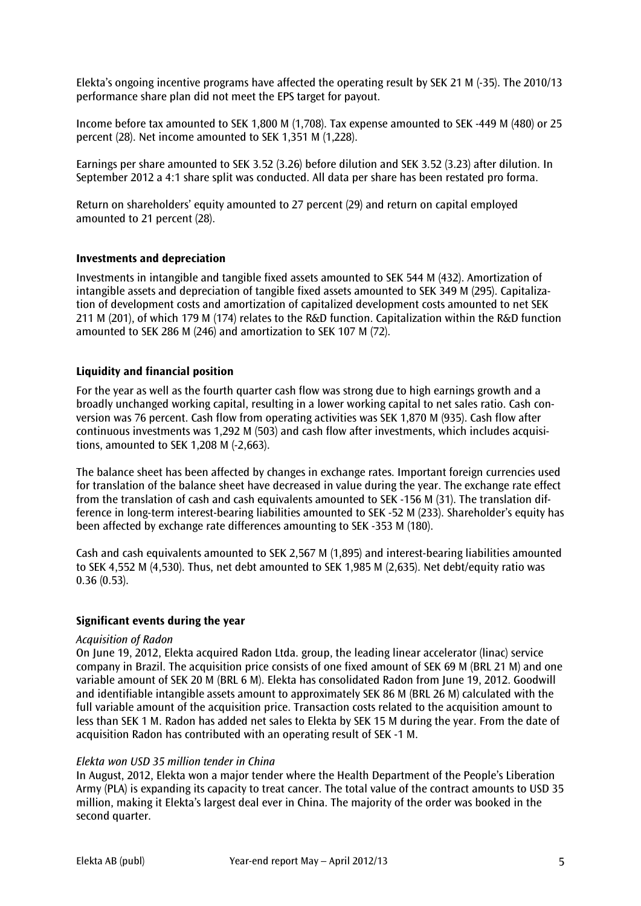Elekta's ongoing incentive programs have affected the operating result by SEK 21 M (-35). The 2010/13 performance share plan did not meet the EPS target for payout.

Income before tax amounted to SEK 1,800 M (1,708). Tax expense amounted to SEK -449 M (480) or 25 percent (28). Net income amounted to SEK 1,351 M (1,228).

Earnings per share amounted to SEK 3.52 (3.26) before dilution and SEK 3.52 (3.23) after dilution. In September 2012 a 4:1 share split was conducted. All data per share has been restated pro forma.

Return on shareholders' equity amounted to 27 percent (29) and return on capital employed amounted to 21 percent (28).

### Investments and depreciation

Investments in intangible and tangible fixed assets amounted to SEK 544 M (432). Amortization of intangible assets and depreciation of tangible fixed assets amounted to SEK 349 M (295). Capitalization of development costs and amortization of capitalized development costs amounted to net SEK 211 M (201), of which 179 M (174) relates to the R&D function. Capitalization within the R&D function amounted to SEK 286 M (246) and amortization to SEK 107 M (72).

### Liquidity and financial position

For the year as well as the fourth quarter cash flow was strong due to high earnings growth and a broadly unchanged working capital, resulting in a lower working capital to net sales ratio. Cash conversion was 76 percent. Cash flow from operating activities was SEK 1,870 M (935). Cash flow after continuous investments was 1,292 M (503) and cash flow after investments, which includes acquisitions, amounted to SEK 1,208 M (-2,663).

The balance sheet has been affected by changes in exchange rates. Important foreign currencies used for translation of the balance sheet have decreased in value during the year. The exchange rate effect from the translation of cash and cash equivalents amounted to SEK -156 M (31). The translation difference in long-term interest-bearing liabilities amounted to SEK -52 M (233). Shareholder's equity has been affected by exchange rate differences amounting to SEK -353 M (180).

Cash and cash equivalents amounted to SEK 2,567 M (1,895) and interest-bearing liabilities amounted to SEK 4,552 M (4,530). Thus, net debt amounted to SEK 1,985 M (2,635). Net debt/equity ratio was 0.36 (0.53).

### Significant events during the year

*Acquisition of Radon*

On June 19, 2012, Elekta acquired Radon Ltda. group, the leading linear accelerator (linac) service company in Brazil. The acquisition price consists of one fixed amount of SEK 69 M (BRL 21 M) and one variable amount of SEK 20 M (BRL 6 M). Elekta has consolidated Radon from June 19, 2012. Goodwill and identifiable intangible assets amount to approximately SEK 86 M (BRL 26 M) calculated with the full variable amount of the acquisition price. Transaction costs related to the acquisition amount to less than SEK 1 M. Radon has added net sales to Elekta by SEK 15 M during the year. From the date of acquisition Radon has contributed with an operating result of SEK -1 M.

*Elekta won USD 35 million tender in China*

In August, 2012, Elekta won a major tender where the Health Department of the People's Liberation Army (PLA) is expanding its capacity to treat cancer. The total value of the contract amounts to USD 35 million, making it Elekta's largest deal ever in China. The majority of the order was booked in the second quarter.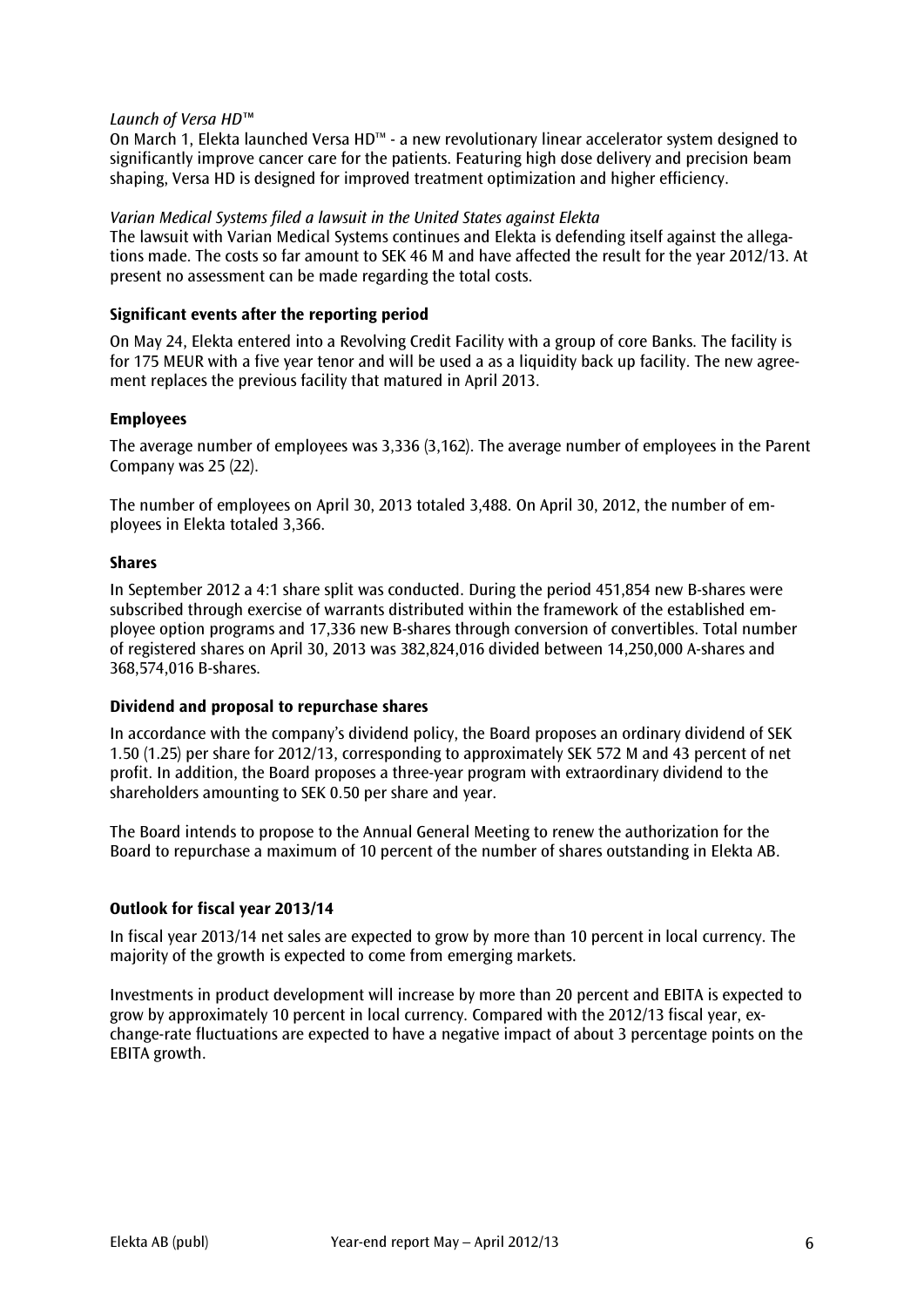*Launch of Versa HD™*

On March 1, Elekta launched Versa HD™ - a new revolutionary linear accelerator system designed to significantly improve cancer care for the patients. Featuring high dose delivery and precision beam shaping, Versa HD is designed for improved treatment optimization and higher efficiency.

*Varian Medical Systems filed a lawsuit in the United States against Elekta*

The lawsuit with Varian Medical Systems continues and Elekta is defending itself against the allegations made. The costs so far amount to SEK 46 M and have affected the result for the year 2012/13. At present no assessment can be made regarding the total costs.

**Significant events after the reporting period**

On May 24, Elekta entered into a Revolving Credit Facility with a group of core Banks. The facility is for 175 MEUR with a five year tenor and will be used a as a liquidity back up facility. The new agreement replaces the previous facility that matured in April 2013.

**Employees**

The average number of employees was 3,336 (3,162). The average number of employees in the Parent Company was 25 (22).

The number of employees on April 30, 2013 totaled 3,488. On April 30, 2012, the number of employees in Elekta totaled 3,366.

**Shares**

In September 2012 a 4:1 share split was conducted. During the period 451,854 new B-shares were subscribed through exercise of warrants distributed within the framework of the established employee option programs and 17,336 new B-shares through conversion of convertibles. Total number of registered shares on April 30, 2013 was 382,824,016 divided between 14,250,000 A-shares and 368,574,016 B-shares.

**Dividend and proposal to repurchase shares**

In accordance with the company's dividend policy, the Board proposes an ordinary dividend of SEK 1.50 (1.25) per share for 2012/13, corresponding to approximately SEK 572 M and 43 percent of net profit. In addition, the Board proposes a three-year program with extraordinary dividend to the shareholders amounting to SEK 0.50 per share and year.

The Board intends to propose to the Annual General Meeting to renew the authorization for the Board to repurchase a maximum of 10 percent of the number of shares outstanding in Elekta AB.

**Outlook for fiscal year 2013/14**

In fiscal year 2013/14 net sales are expected to grow by more than 10 percent in local currency. The majority of the growth is expected to come from emerging markets.

Investments in product development will increase by more than 20 percent and EBITA is expected to grow by approximately 10 percent in local currency. Compared with the 2012/13 fiscal year, exchange-rate fluctuations are expected to have a negative impact of about 3 percentage points on the EBITA growth.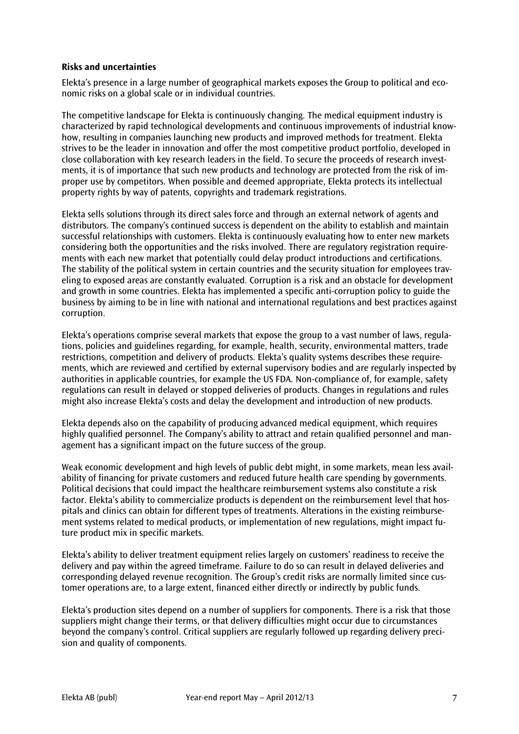**Risks and uncertainties**

Elekta's presence in a large number of geographical markets exposes the Group to political and economic risks on a global scale or in individual countries.

The competitive landscape for Elekta is continuously changing. The medical equipment industry is characterized by rapid technological developments and continuous improvements of industrial know-how, resulting in companies launching new products and improved methods for treatment. Elekta strives to be the leader in innovation and offer the most competitive product portfolio, developed in close collaboration with key research leaders in the field. To secure the proceeds of research investments, it is of importance that such new products and technology are protected from the risk of improper use by competitors. When possible and deemed appropriate, Elekta protects its intellectual property rights by way of patents, copyrights and trademark registrations.

Elekta sells solutions through its direct sales force and through an external network of agents and distributors. The company's continued success is dependent on the ability to establish and maintain successful relationships with customers. Elekta is continuously evaluating how to enter new markets considering both the opportunities and the risks involved. There are regulatory registration requirements with each new market that potentially could delay product introductions and certifications. The stability of the political system in certain countries and the security situation for employees traveling to exposed areas are constantly evaluated. Corruption is a risk and an obstacle for development and growth in some countries. Elekta has implemented a specific anti-corruption policy to guide the business by aiming to be in line with national and international regulations and best practices against corruption.

Elekta's operations comprise several markets that expose the group to a vast number of laws, regulations, policies and guidelines regarding, for example, health, security, environmental matters, trade restrictions, competition and delivery of products. Elekta's quality systems describes these requirements, which are reviewed and certified by external supervisory bodies and are regularly inspected by authorities in applicable countries, for example the US FDA. Non-compliance of, for example, safety regulations can result in delayed or stopped deliveries of products. Changes in regulations and rules might also increase Elekta's costs and delay the development and introduction of new products.

Elekta depends also on the capability of producing advanced medical equipment, which requires highly qualified personnel. The Company's ability to attract and retain qualified personnel and management has a significant impact on the future success of the group.

Weak economic development and high levels of public debt might, in some markets, mean less availability of financing for private customers and reduced future health care spending by governments. Political decisions that could impact the healthcare reimbursement systems also constitute a risk factor. Elekta's ability to commercialize products is dependent on the reimbursement level that hospitals and clinics can obtain for different types of treatments. Alterations in the existing reimbursement systems related to medical products, or implementation of new regulations, might impact future product mix in specific markets.

Elekta's ability to deliver treatment equipment relies largely on customers' readiness to receive the delivery and pay within the agreed timeframe. Failure to do so can result in delayed deliveries and corresponding delayed revenue recognition. The Group's credit risks are normally limited since customer operations are, to a large extent, financed either directly or indirectly by public funds.

Elekta's production sites depend on a number of suppliers for components. There is a risk that those suppliers might change their terms, or that delivery difficulties might occur due to circumstances beyond the company's control. Critical suppliers are regularly followed up regarding delivery precision and quality of components.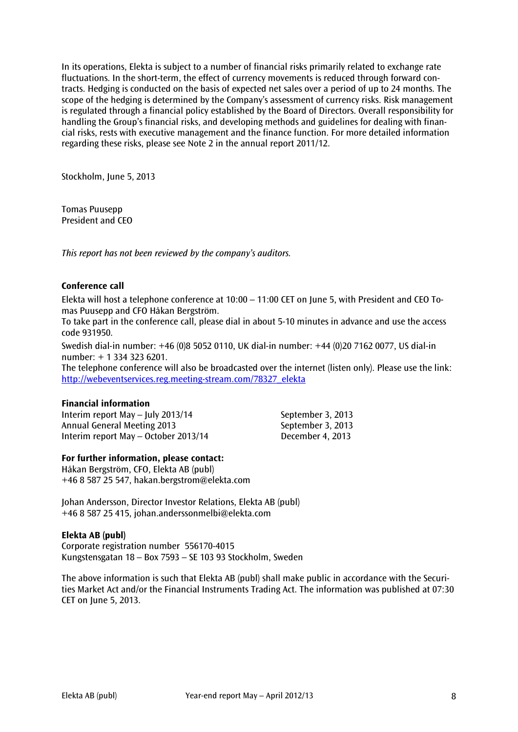In its operations, Elekta is subject to a number of financial risks primarily related to exchange rate fluctuations. In the short-term, the effect of currency movements is reduced through forward contracts. Hedging is conducted on the basis of expected net sales over a period of up to 24 months. The scope of the hedging is determined by the Company's assessment of currency risks. Risk management is regulated through a financial policy established by the Board of Directors. Overall responsibility for handling the Group's financial risks, and developing methods and guidelines for dealing with financial risks, rests with executive management and the finance function. For more detailed information regarding these risks, please see Note 2 in the annual report 2011/12.

Stockholm, June 5, 2013

Tomas Puusepp
President and CEO

*This report has not been reviewed by the company's auditors.*

**Conference call**

Elekta will host a telephone conference at 10:00 – 11:00 CET on June 5, with President and CEO Tomas Puusepp and CFO Håkan Bergström.
To take part in the conference call, please dial in about 5-10 minutes in advance and use the access code 931950.

Swedish dial-in number: +46 (0)8 5052 0110, UK dial-in number: +44 (0)20 7162 0077, US dial-in number: + 1 334 323 6201.
The telephone conference will also be broadcasted over the internet (listen only). Please use the link: [http://webeventservices.reg.meeting-stream.com/78327_elekta](http://webeventservices.reg.meeting-stream.com/78327_elekta)

**Financial information**

| | |
|---|---|
| Interim report May – July 2013/14 | September 3, 2013 |
| Annual General Meeting 2013 | September 3, 2013 |
| Interim report May – October 2013/14 | December 4, 2013 |

**For further information, please contact:**
Håkan Bergström, CFO, Elekta AB (publ)
+46 8 587 25 547, hakan.bergstrom@elekta.com

Johan Andersson, Director Investor Relations, Elekta AB (publ)
+46 8 587 25 415, johan.anderssonmelbi@elekta.com

**Elekta AB (publ)**
Corporate registration number 556170-4015
Kungstensgatan 18 – Box 7593 – SE 103 93 Stockholm, Sweden

The above information is such that Elekta AB (publ) shall make public in accordance with the Securities Market Act and/or the Financial Instruments Trading Act. The information was published at 07:30 CET on June 5, 2013.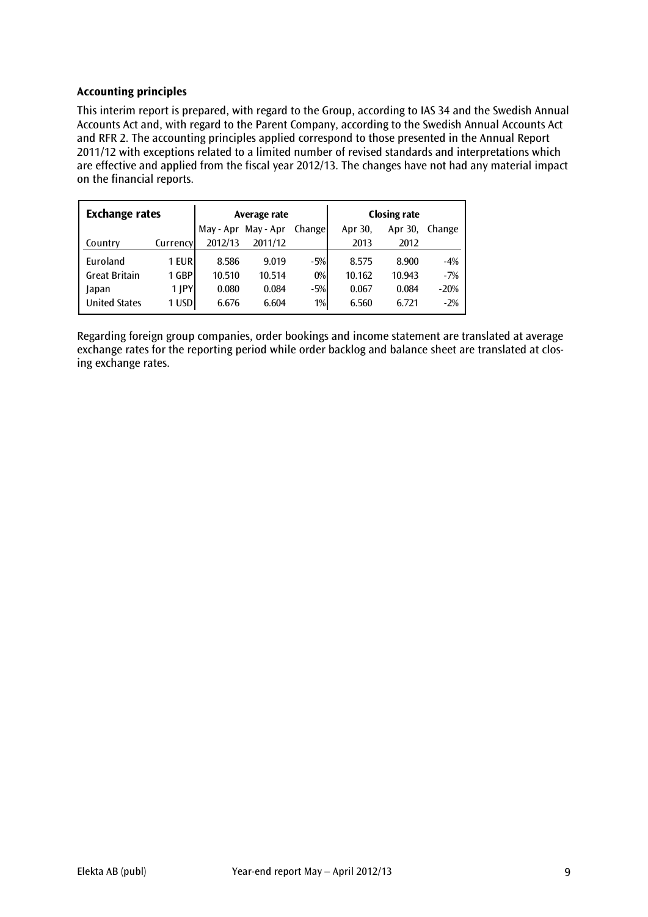**Accounting principles**

This interim report is prepared, with regard to the Group, according to IAS 34 and the Swedish Annual Accounts Act and, with regard to the Parent Company, according to the Swedish Annual Accounts Act and RFR 2. The accounting principles applied correspond to those presented in the Annual Report 2011/12 with exceptions related to a limited number of revised standards and interpretations which are effective and applied from the fiscal year 2012/13. The changes have not had any material impact on the financial reports.

| **Exchange rates** | | Average rate | | | Closing rate | | |
|---|---|---|---|---|---|---|---|
| | | May - Apr | May - Apr | Change | Apr 30, | Apr 30, | Change |
| Country | Currency | 2012/13 | 2011/12 | | 2013 | 2012 | |
| Euroland | 1 EUR | 8.586 | 9.019 | -5% | 8.575 | 8.900 | -4% |
| Great Britain | 1 GBP | 10.510 | 10.514 | 0% | 10.162 | 10.943 | -7% |
| Japan | 1 JPY | 0.080 | 0.084 | -5% | 0.067 | 0.084 | -20% |
| United States | 1 USD | 6.676 | 6.604 | 1% | 6.560 | 6.721 | -2% |

Regarding foreign group companies, order bookings and income statement are translated at average exchange rates for the reporting period while order backlog and balance sheet are translated at closing exchange rates.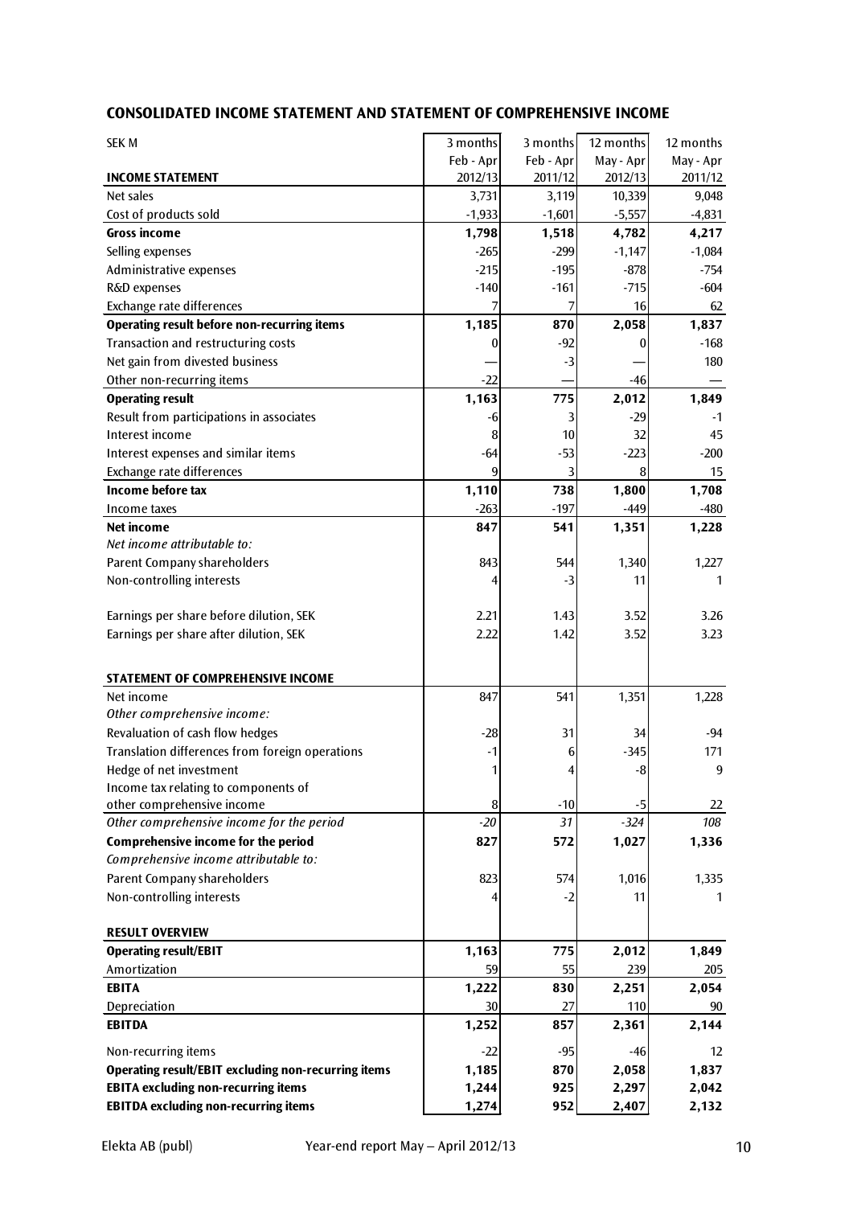## CONSOLIDATED INCOME STATEMENT AND STATEMENT OF COMPREHENSIVE INCOME

| SEK M | 3 months Feb - Apr 2012/13 | 3 months Feb - Apr 2011/12 | 12 months May - Apr 2012/13 | 12 months May - Apr 2011/12 |
|---|---|---|---|---|
| **INCOME STATEMENT** | | | | |
| Net sales | 3,731 | 3,119 | 10,339 | 9,048 |
| Cost of products sold | -1,933 | -1,601 | -5,557 | -4,831 |
| **Gross income** | **1,798** | **1,518** | **4,782** | **4,217** |
| Selling expenses | -265 | -299 | -1,147 | -1,084 |
| Administrative expenses | -215 | -195 | -878 | -754 |
| R&D expenses | -140 | -161 | -715 | -604 |
| Exchange rate differences | 7 | 7 | 16 | 62 |
| **Operating result before non-recurring items** | **1,185** | **870** | **2,058** | **1,837** |
| Transaction and restructuring costs | 0 | -92 | 0 | -168 |
| Net gain from divested business | — | -3 | — | 180 |
| Other non-recurring items | -22 | — | -46 | — |
| **Operating result** | **1,163** | **775** | **2,012** | **1,849** |
| Result from participations in associates | -6 | 3 | -29 | -1 |
| Interest income | 8 | 10 | 32 | 45 |
| Interest expenses and similar items | -64 | -53 | -223 | -200 |
| Exchange rate differences | 9 | 3 | 8 | 15 |
| **Income before tax** | **1,110** | **738** | **1,800** | **1,708** |
| Income taxes | -263 | -197 | -449 | -480 |
| **Net income** | **847** | **541** | **1,351** | **1,228** |
| *Net income attributable to:* | | | | |
| Parent Company shareholders | 843 | 544 | 1,340 | 1,227 |
| Non-controlling interests | 4 | -3 | 11 | 1 |
| | | | | |
| Earnings per share before dilution, SEK | 2.21 | 1.43 | 3.52 | 3.26 |
| Earnings per share after dilution, SEK | 2.22 | 1.42 | 3.52 | 3.23 |
| | | | | |
| **STATEMENT OF COMPREHENSIVE INCOME** | | | | |
| Net income | 847 | 541 | 1,351 | 1,228 |
| *Other comprehensive income:* | | | | |
| Revaluation of cash flow hedges | -28 | 31 | 34 | -94 |
| Translation differences from foreign operations | -1 | 6 | -345 | 171 |
| Hedge of net investment | 1 | 4 | -8 | 9 |
| Income tax relating to components of other comprehensive income | 8 | -10 | -5 | 22 |
| *Other comprehensive income for the period* | *-20* | *31* | *-324* | *108* |
| **Comprehensive income for the period** | **827** | **572** | **1,027** | **1,336** |
| *Comprehensive income attributable to:* | | | | |
| Parent Company shareholders | 823 | 574 | 1,016 | 1,335 |
| Non-controlling interests | 4 | -2 | 11 | 1 |
| | | | | |
| **RESULT OVERVIEW** | | | | |
| **Operating result/EBIT** | **1,163** | **775** | **2,012** | **1,849** |
| Amortization | 59 | 55 | 239 | 205 |
| **EBITA** | **1,222** | **830** | **2,251** | **2,054** |
| Depreciation | 30 | 27 | 110 | 90 |
| **EBITDA** | **1,252** | **857** | **2,361** | **2,144** |
| Non-recurring items | -22 | -95 | -46 | 12 |
| **Operating result/EBIT excluding non-recurring items** | **1,185** | **870** | **2,058** | **1,837** |
| **EBITA excluding non-recurring items** | **1,244** | **925** | **2,297** | **2,042** |
| **EBITDA excluding non-recurring items** | **1,274** | **952** | **2,407** | **2,132** |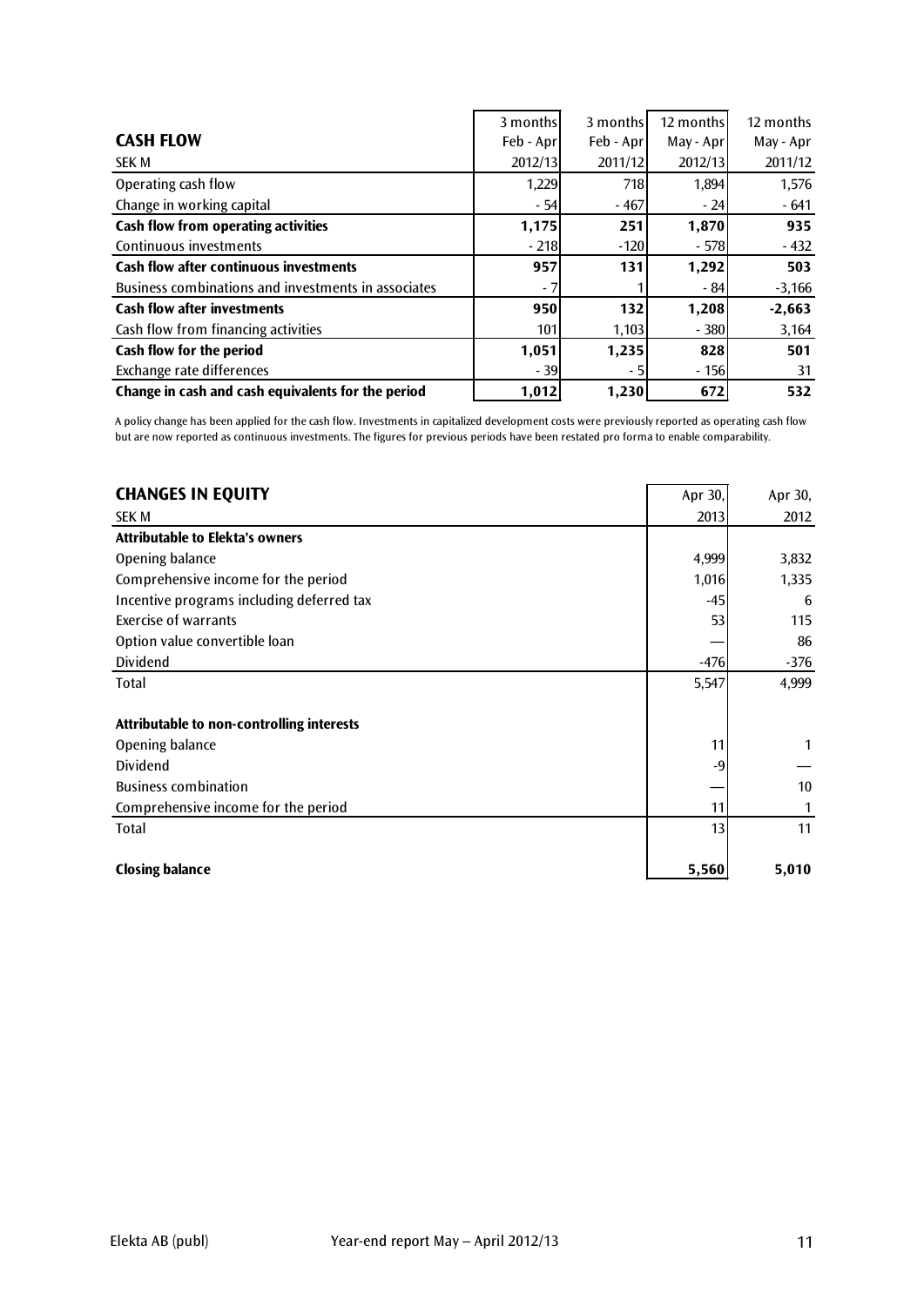| **CASH FLOW** | 3 months | 3 months | 12 months | 12 months |
|---|---|---|---|---|
| | Feb - Apr | Feb - Apr | May - Apr | May - Apr |
| SEK M | 2012/13 | 2011/12 | 2012/13 | 2011/12 |
| Operating cash flow | 1,229 | 718 | 1,894 | 1,576 |
| Change in working capital | - 54 | - 467 | - 24 | - 641 |
| **Cash flow from operating activities** | **1,175** | **251** | **1,870** | **935** |
| Continuous investments | - 218 | -120 | - 578 | - 432 |
| **Cash flow after continuous investments** | **957** | **131** | **1,292** | **503** |
| Business combinations and investments in associates | - 7 | 1 | - 84 | -3,166 |
| **Cash flow after investments** | **950** | **132** | **1,208** | **-2,663** |
| Cash flow from financing activities | 101 | 1,103 | - 380 | 3,164 |
| **Cash flow for the period** | **1,051** | **1,235** | **828** | **501** |
| Exchange rate differences | - 39 | - 5 | - 156 | 31 |
| **Change in cash and cash equivalents for the period** | **1,012** | **1,230** | **672** | **532** |

A policy change has been applied for the cash flow. Investments in capitalized development costs were previously reported as operating cash flow but are now reported as continuous investments. The figures for previous periods have been restated pro forma to enable comparability.

| **CHANGES IN EQUITY** | Apr 30, | Apr 30, |
|---|---|---|
| SEK M | 2013 | 2012 |
| **Attributable to Elekta's owners** | | |
| Opening balance | 4,999 | 3,832 |
| Comprehensive income for the period | 1,016 | 1,335 |
| Incentive programs including deferred tax | -45 | 6 |
| Exercise of warrants | 53 | 115 |
| Option value convertible loan | — | 86 |
| Dividend | -476 | -376 |
| Total | 5,547 | 4,999 |
| | | |
| **Attributable to non-controlling interests** | | |
| Opening balance | 11 | 1 |
| Dividend | -9 | — |
| Business combination | — | 10 |
| Comprehensive income for the period | 11 | 1 |
| Total | 13 | 11 |
| | | |
| **Closing balance** | **5,560** | **5,010** |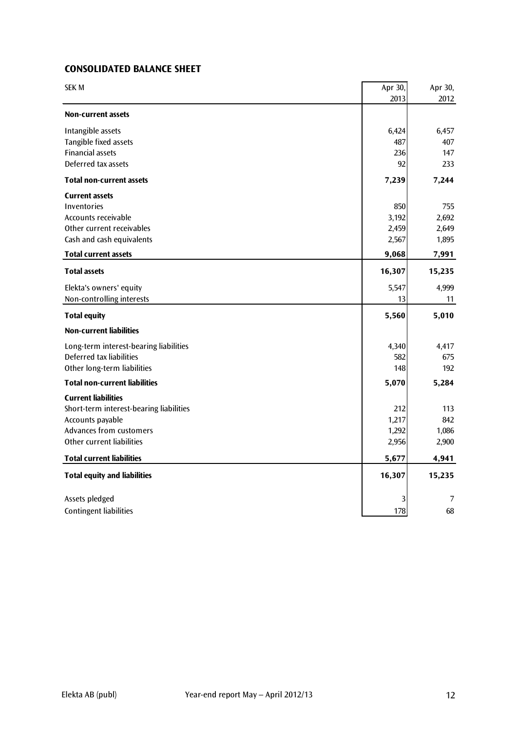## CONSOLIDATED BALANCE SHEET

| SEK M | Apr 30, 2013 | Apr 30, 2012 |
|---|---|---|
| **Non-current assets** | | |
| Intangible assets | 6,424 | 6,457 |
| Tangible fixed assets | 487 | 407 |
| Financial assets | 236 | 147 |
| Deferred tax assets | 92 | 233 |
| **Total non-current assets** | **7,239** | **7,244** |
| **Current assets** | | |
| Inventories | 850 | 755 |
| Accounts receivable | 3,192 | 2,692 |
| Other current receivables | 2,459 | 2,649 |
| Cash and cash equivalents | 2,567 | 1,895 |
| **Total current assets** | **9,068** | **7,991** |
| **Total assets** | **16,307** | **15,235** |
| Elekta's owners' equity | 5,547 | 4,999 |
| Non-controlling interests | 13 | 11 |
| **Total equity** | **5,560** | **5,010** |
| **Non-current liabilities** | | |
| Long-term interest-bearing liabilities | 4,340 | 4,417 |
| Deferred tax liabilities | 582 | 675 |
| Other long-term liabilities | 148 | 192 |
| **Total non-current liabilities** | **5,070** | **5,284** |
| **Current liabilities** | | |
| Short-term interest-bearing liabilities | 212 | 113 |
| Accounts payable | 1,217 | 842 |
| Advances from customers | 1,292 | 1,086 |
| Other current liabilities | 2,956 | 2,900 |
| **Total current liabilities** | **5,677** | **4,941** |
| **Total equity and liabilities** | **16,307** | **15,235** |
| Assets pledged | 3 | 7 |
| Contingent liabilities | 178 | 68 |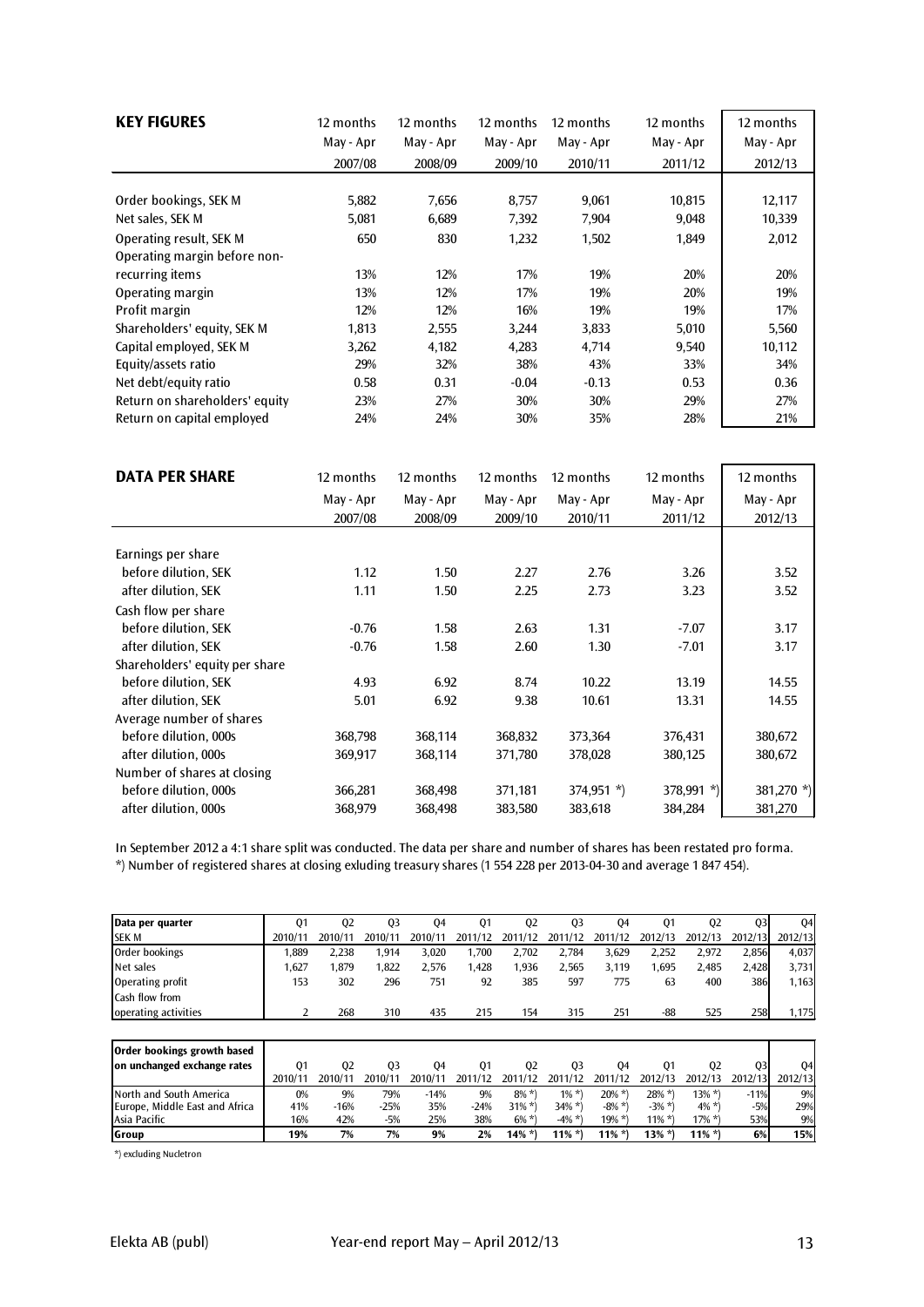## KEY FIGURES

| | 12 months May - Apr 2007/08 | 12 months May - Apr 2008/09 | 12 months May - Apr 2009/10 | 12 months May - Apr 2010/11 | 12 months May - Apr 2011/12 | 12 months May - Apr 2012/13 |
|---|---|---|---|---|---|---|
| Order bookings, SEK M | 5,882 | 7,656 | 8,757 | 9,061 | 10,815 | 12,117 |
| Net sales, SEK M | 5,081 | 6,689 | 7,392 | 7,904 | 9,048 | 10,339 |
| Operating result, SEK M | 650 | 830 | 1,232 | 1,502 | 1,849 | 2,012 |
| Operating margin before non-recurring items | 13% | 12% | 17% | 19% | 20% | 20% |
| Operating margin | 13% | 12% | 17% | 19% | 20% | 19% |
| Profit margin | 12% | 12% | 16% | 19% | 19% | 17% |
| Shareholders' equity, SEK M | 1,813 | 2,555 | 3,244 | 3,833 | 5,010 | 5,560 |
| Capital employed, SEK M | 3,262 | 4,182 | 4,283 | 4,714 | 9,540 | 10,112 |
| Equity/assets ratio | 29% | 32% | 38% | 43% | 33% | 34% |
| Net debt/equity ratio | 0.58 | 0.31 | -0.04 | -0.13 | 0.53 | 0.36 |
| Return on shareholders' equity | 23% | 27% | 30% | 30% | 29% | 27% |
| Return on capital employed | 24% | 24% | 30% | 35% | 28% | 21% |

## DATA PER SHARE

| | 12 months May - Apr 2007/08 | 12 months May - Apr 2008/09 | 12 months May - Apr 2009/10 | 12 months May - Apr 2010/11 | 12 months May - Apr 2011/12 | 12 months May - Apr 2012/13 |
|---|---|---|---|---|---|---|
| Earnings per share | | | | | | |
| before dilution, SEK | 1.12 | 1.50 | 2.27 | 2.76 | 3.26 | 3.52 |
| after dilution, SEK | 1.11 | 1.50 | 2.25 | 2.73 | 3.23 | 3.52 |
| Cash flow per share | | | | | | |
| before dilution, SEK | -0.76 | 1.58 | 2.63 | 1.31 | -7.07 | 3.17 |
| after dilution, SEK | -0.76 | 1.58 | 2.60 | 1.30 | -7.01 | 3.17 |
| Shareholders' equity per share | | | | | | |
| before dilution, SEK | 4.93 | 6.92 | 8.74 | 10.22 | 13.19 | 14.55 |
| after dilution, SEK | 5.01 | 6.92 | 9.38 | 10.61 | 13.31 | 14.55 |
| Average number of shares | | | | | | |
| before dilution, 000s | 368,798 | 368,114 | 368,832 | 373,364 | 376,431 | 380,672 |
| after dilution, 000s | 369,917 | 368,114 | 371,780 | 378,028 | 380,125 | 380,672 |
| Number of shares at closing | | | | | | |
| before dilution, 000s | 366,281 | 368,498 | 371,181 | 374,951 *) | 378,991 *) | 381,270 *) |
| after dilution, 000s | 368,979 | 368,498 | 383,580 | 383,618 | 384,284 | 381,270 |

In September 2012 a 4:1 share split was conducted. The data per share and number of shares has been restated pro forma.
*) Number of registered shares at closing exluding treasury shares (1 554 228 per 2013-04-30 and average 1 847 454).

| Data per quarter SEK M | Q1 2010/11 | Q2 2010/11 | Q3 2010/11 | Q4 2010/11 | Q1 2011/12 | Q2 2011/12 | Q3 2011/12 | Q4 2011/12 | Q1 2012/13 | Q2 2012/13 | Q3 2012/13 | Q4 2012/13 |
|---|---|---|---|---|---|---|---|---|---|---|---|---|
| Order bookings | 1,889 | 2,238 | 1,914 | 3,020 | 1,700 | 2,702 | 2,784 | 3,629 | 2,252 | 2,972 | 2,856 | 4,037 |
| Net sales | 1,627 | 1,879 | 1,822 | 2,576 | 1,428 | 1,936 | 2,565 | 3,119 | 1,695 | 2,485 | 2,428 | 3,731 |
| Operating profit | 153 | 302 | 296 | 751 | 92 | 385 | 597 | 775 | 63 | 400 | 386 | 1,163 |
| Cash flow from operating activities | 2 | 268 | 310 | 435 | 215 | 154 | 315 | 251 | -88 | 525 | 258 | 1,175 |

| Order bookings growth based on unchanged exchange rates | Q1 2010/11 | Q2 2010/11 | Q3 2010/11 | Q4 2010/11 | Q1 2011/12 | Q2 2011/12 | Q3 2011/12 | Q4 2011/12 | Q1 2012/13 | Q2 2012/13 | Q3 2012/13 | Q4 2012/13 |
|---|---|---|---|---|---|---|---|---|---|---|---|---|
| North and South America | 0% | 9% | 79% | -14% | 9% | 8% *) | 1% *) | 20% *) | 28% *) | 13% *) | -11% | 9% |
| Europe, Middle East and Africa | 41% | -16% | -25% | 35% | -24% | 31% *) | 34% *) | -8% *) | -3% *) | 4% *) | -5% | 29% |
| Asia Pacific | 16% | 42% | -5% | 25% | 38% | 6% *) | -4% *) | 19% *) | 11% *) | 17% *) | 53% | 9% |
| **Group** | **19%** | **7%** | **7%** | **9%** | **2%** | **14% *)** | **11% *)** | **11% *)** | **13% *)** | **11% *)** | **6%** | **15%** |

*) excluding Nucletron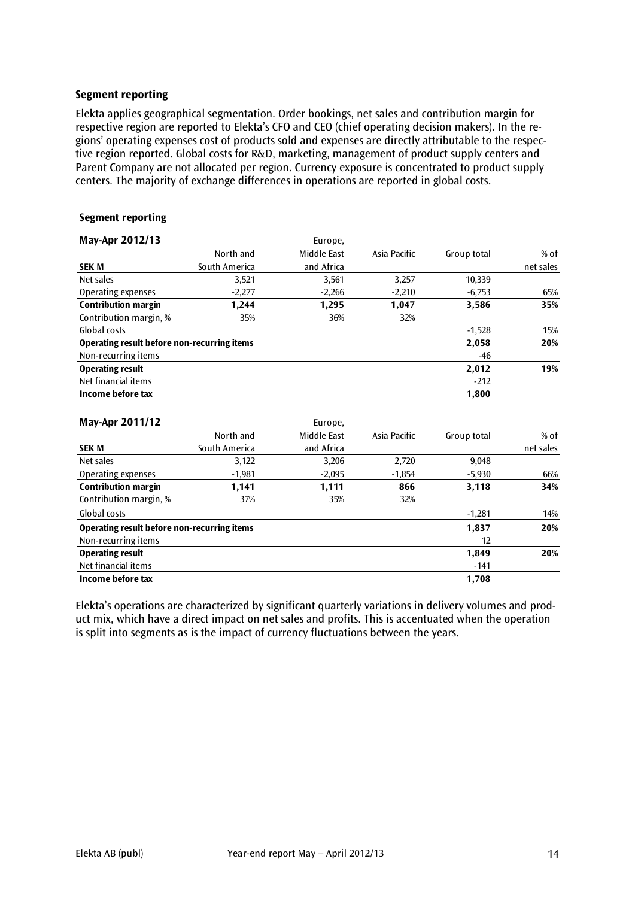## Segment reporting

Elekta applies geographical segmentation. Order bookings, net sales and contribution margin for respective region are reported to Elekta's CFO and CEO (chief operating decision makers). In the regions' operating expenses cost of products sold and expenses are directly attributable to the respective region reported. Global costs for R&D, marketing, management of product supply centers and Parent Company are not allocated per region. Currency exposure is concentrated to product supply centers. The majority of exchange differences in operations are reported in global costs.

### Segment reporting

| **May-Apr 2012/13** | | Europe, | | | |
|---|---|---|---|---|---|
| | North and | Middle East | Asia Pacific | Group total | % of |
| **SEK M** | South America | and Africa | | | net sales |
| Net sales | 3,521 | 3,561 | 3,257 | 10,339 | |
| Operating expenses | -2,277 | -2,266 | -2,210 | -6,753 | 65% |
| **Contribution margin** | **1,244** | **1,295** | **1,047** | **3,586** | **35%** |
| Contribution margin, % | 35% | 36% | 32% | | |
| Global costs | | | | -1,528 | 15% |
| **Operating result before non-recurring items** | | | | **2,058** | **20%** |
| Non-recurring items | | | | -46 | |
| **Operating result** | | | | **2,012** | **19%** |
| Net financial items | | | | -212 | |
| **Income before tax** | | | | **1,800** | |

| **May-Apr 2011/12** | | Europe, | | | |
|---|---|---|---|---|---|
| | North and | Middle East | Asia Pacific | Group total | % of |
| **SEK M** | South America | and Africa | | | net sales |
| Net sales | 3,122 | 3,206 | 2,720 | 9,048 | |
| Operating expenses | -1,981 | -2,095 | -1,854 | -5,930 | 66% |
| **Contribution margin** | **1,141** | **1,111** | **866** | **3,118** | **34%** |
| Contribution margin, % | 37% | 35% | 32% | | |
| Global costs | | | | -1,281 | 14% |
| **Operating result before non-recurring items** | | | | **1,837** | **20%** |
| Non-recurring items | | | | 12 | |
| **Operating result** | | | | **1,849** | **20%** |
| Net financial items | | | | -141 | |
| **Income before tax** | | | | **1,708** | |

Elekta's operations are characterized by significant quarterly variations in delivery volumes and product mix, which have a direct impact on net sales and profits. This is accentuated when the operation is split into segments as is the impact of currency fluctuations between the years.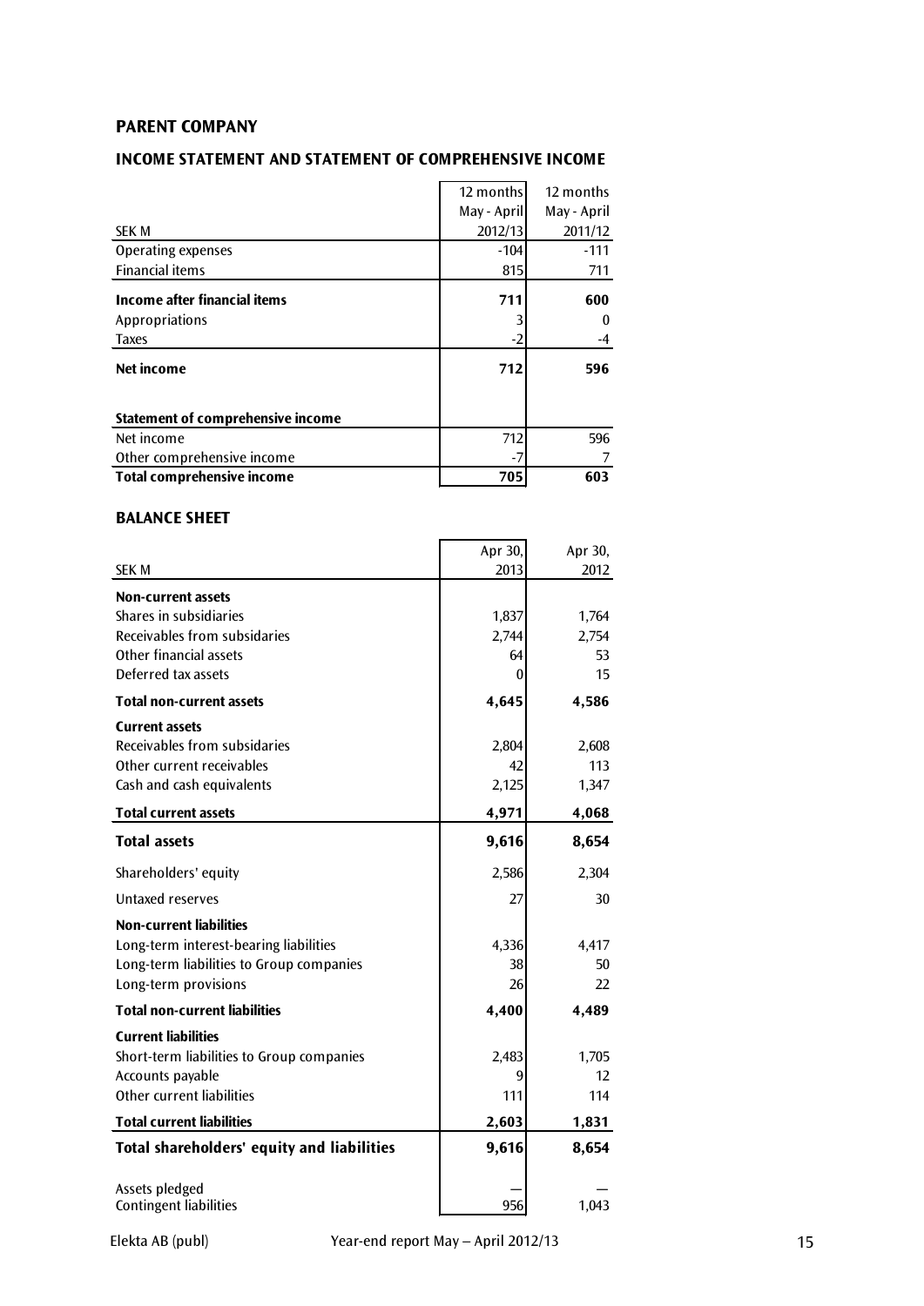## PARENT COMPANY

### INCOME STATEMENT AND STATEMENT OF COMPREHENSIVE INCOME

| SEK M | 12 months May - April 2012/13 | 12 months May - April 2011/12 |
|---|---|---|
| Operating expenses | -104 | -111 |
| Financial items | 815 | 711 |
| **Income after financial items** | **711** | **600** |
| Appropriations | 3 | 0 |
| Taxes | -2 | -4 |
| **Net income** | **712** | **596** |
| | | |
| **Statement of comprehensive income** | | |
| Net income | 712 | 596 |
| Other comprehensive income | -7 | 7 |
| **Total comprehensive income** | **705** | **603** |

### BALANCE SHEET

| SEK M | Apr 30, 2013 | Apr 30, 2012 |
|---|---|---|
| **Non-current assets** | | |
| Shares in subsidiaries | 1,837 | 1,764 |
| Receivables from subsidaries | 2,744 | 2,754 |
| Other financial assets | 64 | 53 |
| Deferred tax assets | 0 | 15 |
| **Total non-current assets** | **4,645** | **4,586** |
| **Current assets** | | |
| Receivables from subsidaries | 2,804 | 2,608 |
| Other current receivables | 42 | 113 |
| Cash and cash equivalents | 2,125 | 1,347 |
| **Total current assets** | **4,971** | **4,068** |
| **Total assets** | **9,616** | **8,654** |
| Shareholders' equity | 2,586 | 2,304 |
| Untaxed reserves | 27 | 30 |
| **Non-current liabilities** | | |
| Long-term interest-bearing liabilities | 4,336 | 4,417 |
| Long-term liabilities to Group companies | 38 | 50 |
| Long-term provisions | 26 | 22 |
| **Total non-current liabilities** | **4,400** | **4,489** |
| **Current liabilities** | | |
| Short-term liabilities to Group companies | 2,483 | 1,705 |
| Accounts payable | 9 | 12 |
| Other current liabilities | 111 | 114 |
| **Total current liabilities** | **2,603** | **1,831** |
| **Total shareholders' equity and liabilities** | **9,616** | **8,654** |
| | | |
| Assets pledged | — | — |
| Contingent liabilities | 956 | 1,043 |